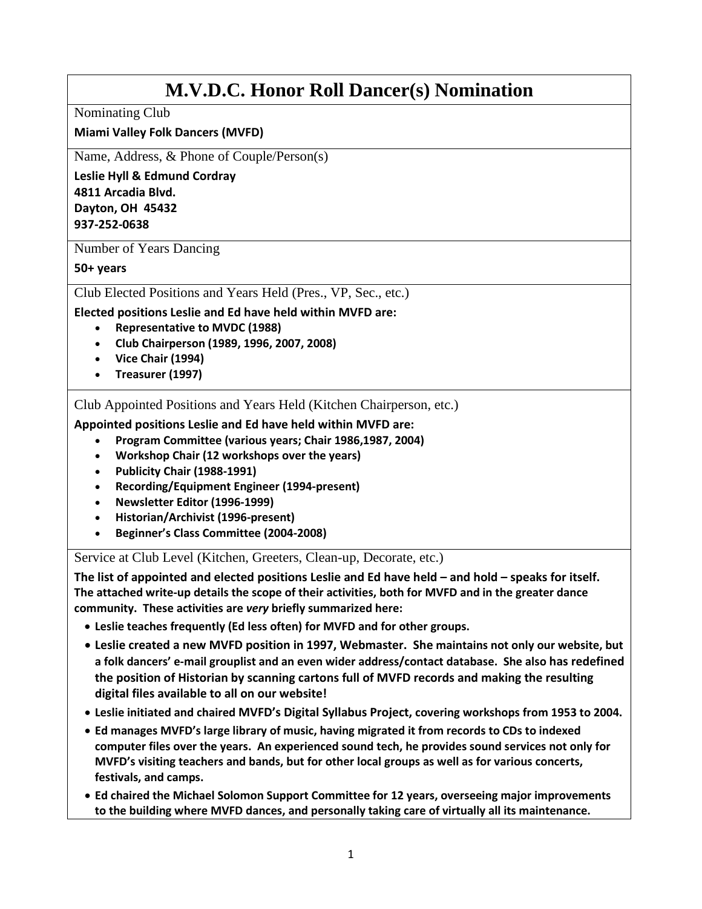# M.V.D.C. Honor Roll Dancer(s) Nomination

Nominating Club

**Miami Valley Folk Dancers (MVFD)**

Name, Address, & Phone of Couple/Person(s)

**Leslie Hyll & Edmund Cordray**
**4811 Arcadia Blvd.**
**Dayton, OH 45432**
**937-252-0638**

Number of Years Dancing

**50+ years**

Club Elected Positions and Years Held (Pres., VP, Sec., etc.)

**Elected positions Leslie and Ed have held within MVFD are:**

- **Representative to MVDC (1988)**
- **Club Chairperson (1989, 1996, 2007, 2008)**
- **Vice Chair (1994)**
- **Treasurer (1997)**

Club Appointed Positions and Years Held (Kitchen Chairperson, etc.)

**Appointed positions Leslie and Ed have held within MVFD are:**

- **Program Committee (various years; Chair 1986,1987, 2004)**
- **Workshop Chair (12 workshops over the years)**
- **Publicity Chair (1988-1991)**
- **Recording/Equipment Engineer (1994-present)**
- **Newsletter Editor (1996-1999)**
- **Historian/Archivist (1996-present)**
- **Beginner's Class Committee (2004-2008)**

Service at Club Level (Kitchen, Greeters, Clean-up, Decorate, etc.)

**The list of appointed and elected positions Leslie and Ed have held – and hold – speaks for itself. The attached write-up details the scope of their activities, both for MVFD and in the greater dance community. These activities are *very* briefly summarized here:**

- **Leslie teaches frequently (Ed less often) for MVFD and for other groups.**
- **Leslie created a new MVFD position in 1997, Webmaster. She maintains not only our website, but a folk dancers' e-mail grouplist and an even wider address/contact database. She also has redefined the position of Historian by scanning cartons full of MVFD records and making the resulting digital files available to all on our website!**
- **Leslie initiated and chaired MVFD's Digital Syllabus Project, covering workshops from 1953 to 2004.**
- **Ed manages MVFD's large library of music, having migrated it from records to CDs to indexed computer files over the years. An experienced sound tech, he provides sound services not only for MVFD's visiting teachers and bands, but for other local groups as well as for various concerts, festivals, and camps.**
- **Ed chaired the Michael Solomon Support Committee for 12 years, overseeing major improvements to the building where MVFD dances, and personally taking care of virtually all its maintenance.**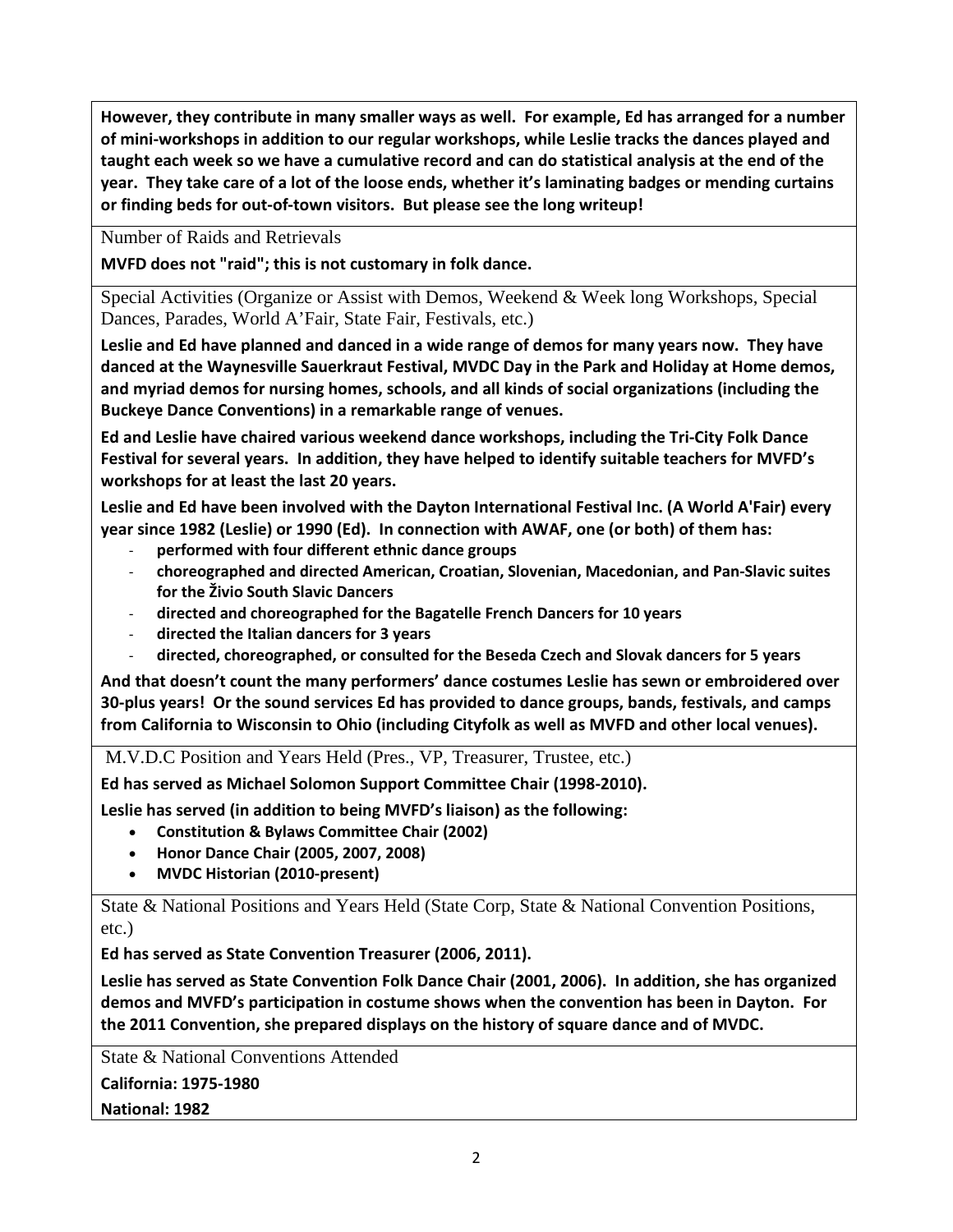**However, they contribute in many smaller ways as well. For example, Ed has arranged for a number of mini-workshops in addition to our regular workshops, while Leslie tracks the dances played and taught each week so we have a cumulative record and can do statistical analysis at the end of the year. They take care of a lot of the loose ends, whether it's laminating badges or mending curtains or finding beds for out-of-town visitors. But please see the long writeup!**

Number of Raids and Retrievals

**MVFD does not "raid"; this is not customary in folk dance.**

Special Activities (Organize or Assist with Demos, Weekend & Week long Workshops, Special Dances, Parades, World A'Fair, State Fair, Festivals, etc.)

**Leslie and Ed have planned and danced in a wide range of demos for many years now. They have danced at the Waynesville Sauerkraut Festival, MVDC Day in the Park and Holiday at Home demos, and myriad demos for nursing homes, schools, and all kinds of social organizations (including the Buckeye Dance Conventions) in a remarkable range of venues.**

**Ed and Leslie have chaired various weekend dance workshops, including the Tri-City Folk Dance Festival for several years. In addition, they have helped to identify suitable teachers for MVFD's workshops for at least the last 20 years.**

**Leslie and Ed have been involved with the Dayton International Festival Inc. (A World A'Fair) every year since 1982 (Leslie) or 1990 (Ed). In connection with AWAF, one (or both) of them has:**

- **performed with four different ethnic dance groups**
- **choreographed and directed American, Croatian, Slovenian, Macedonian, and Pan-Slavic suites for the Živio South Slavic Dancers**
- **directed and choreographed for the Bagatelle French Dancers for 10 years**
- **directed the Italian dancers for 3 years**
- **directed, choreographed, or consulted for the Beseda Czech and Slovak dancers for 5 years**

**And that doesn't count the many performers' dance costumes Leslie has sewn or embroidered over 30-plus years! Or the sound services Ed has provided to dance groups, bands, festivals, and camps from California to Wisconsin to Ohio (including Cityfolk as well as MVFD and other local venues).**

M.V.D.C Position and Years Held (Pres., VP, Treasurer, Trustee, etc.)

**Ed has served as Michael Solomon Support Committee Chair (1998-2010).**

**Leslie has served (in addition to being MVFD's liaison) as the following:**

- **Constitution & Bylaws Committee Chair (2002)**
- **Honor Dance Chair (2005, 2007, 2008)**
- **MVDC Historian (2010-present)**

State & National Positions and Years Held (State Corp, State & National Convention Positions, etc.)

**Ed has served as State Convention Treasurer (2006, 2011).**

**Leslie has served as State Convention Folk Dance Chair (2001, 2006). In addition, she has organized demos and MVFD's participation in costume shows when the convention has been in Dayton. For the 2011 Convention, she prepared displays on the history of square dance and of MVDC.**

State & National Conventions Attended

**California: 1975-1980**

**National: 1982**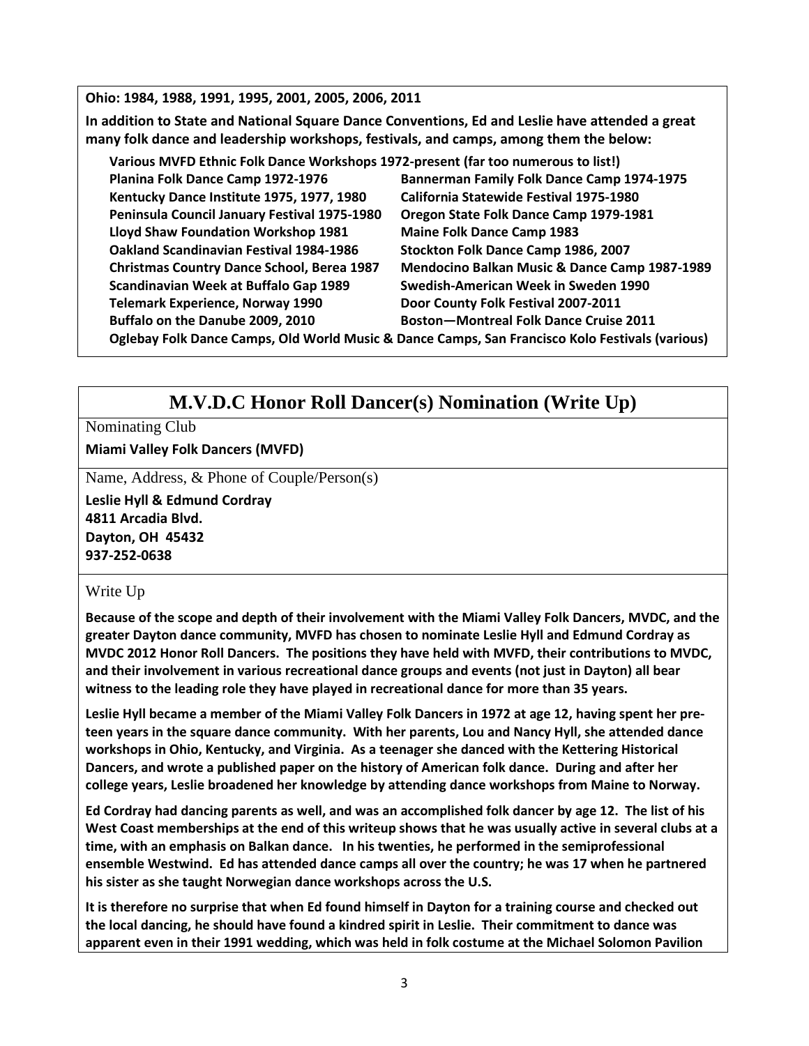**Ohio: 1984, 1988, 1991, 1995, 2001, 2005, 2006, 2011**

**In addition to State and National Square Dance Conventions, Ed and Leslie have attended a great many folk dance and leadership workshops, festivals, and camps, among them the below:**

**Various MVFD Ethnic Folk Dance Workshops 1972-present (far too numerous to list!)**

| | |
|---|---|
| **Planina Folk Dance Camp 1972-1976** | **Bannerman Family Folk Dance Camp 1974-1975** |
| **Kentucky Dance Institute 1975, 1977, 1980** | **California Statewide Festival 1975-1980** |
| **Peninsula Council January Festival 1975-1980** | **Oregon State Folk Dance Camp 1979-1981** |
| **Lloyd Shaw Foundation Workshop 1981** | **Maine Folk Dance Camp 1983** |
| **Oakland Scandinavian Festival 1984-1986** | **Stockton Folk Dance Camp 1986, 2007** |
| **Christmas Country Dance School, Berea 1987** | **Mendocino Balkan Music & Dance Camp 1987-1989** |
| **Scandinavian Week at Buffalo Gap 1989** | **Swedish-American Week in Sweden 1990** |
| **Telemark Experience, Norway 1990** | **Door County Folk Festival 2007-2011** |
| **Buffalo on the Danube 2009, 2010** | **Boston—Montreal Folk Dance Cruise 2011** |

**Oglebay Folk Dance Camps, Old World Music & Dance Camps, San Francisco Kolo Festivals (various)**

## M.V.D.C Honor Roll Dancer(s) Nomination (Write Up)

Nominating Club

**Miami Valley Folk Dancers (MVFD)**

Name, Address, & Phone of Couple/Person(s)

**Leslie Hyll & Edmund Cordray**
**4811 Arcadia Blvd.**
**Dayton, OH 45432**
**937-252-0638**

Write Up

**Because of the scope and depth of their involvement with the Miami Valley Folk Dancers, MVDC, and the greater Dayton dance community, MVFD has chosen to nominate Leslie Hyll and Edmund Cordray as MVDC 2012 Honor Roll Dancers. The positions they have held with MVFD, their contributions to MVDC, and their involvement in various recreational dance groups and events (not just in Dayton) all bear witness to the leading role they have played in recreational dance for more than 35 years.**

**Leslie Hyll became a member of the Miami Valley Folk Dancers in 1972 at age 12, having spent her pre-teen years in the square dance community. With her parents, Lou and Nancy Hyll, she attended dance workshops in Ohio, Kentucky, and Virginia. As a teenager she danced with the Kettering Historical Dancers, and wrote a published paper on the history of American folk dance. During and after her college years, Leslie broadened her knowledge by attending dance workshops from Maine to Norway.**

**Ed Cordray had dancing parents as well, and was an accomplished folk dancer by age 12. The list of his West Coast memberships at the end of this writeup shows that he was usually active in several clubs at a time, with an emphasis on Balkan dance. In his twenties, he performed in the semiprofessional ensemble Westwind. Ed has attended dance camps all over the country; he was 17 when he partnered his sister as she taught Norwegian dance workshops across the U.S.**

**It is therefore no surprise that when Ed found himself in Dayton for a training course and checked out the local dancing, he should have found a kindred spirit in Leslie. Their commitment to dance was apparent even in their 1991 wedding, which was held in folk costume at the Michael Solomon Pavilion**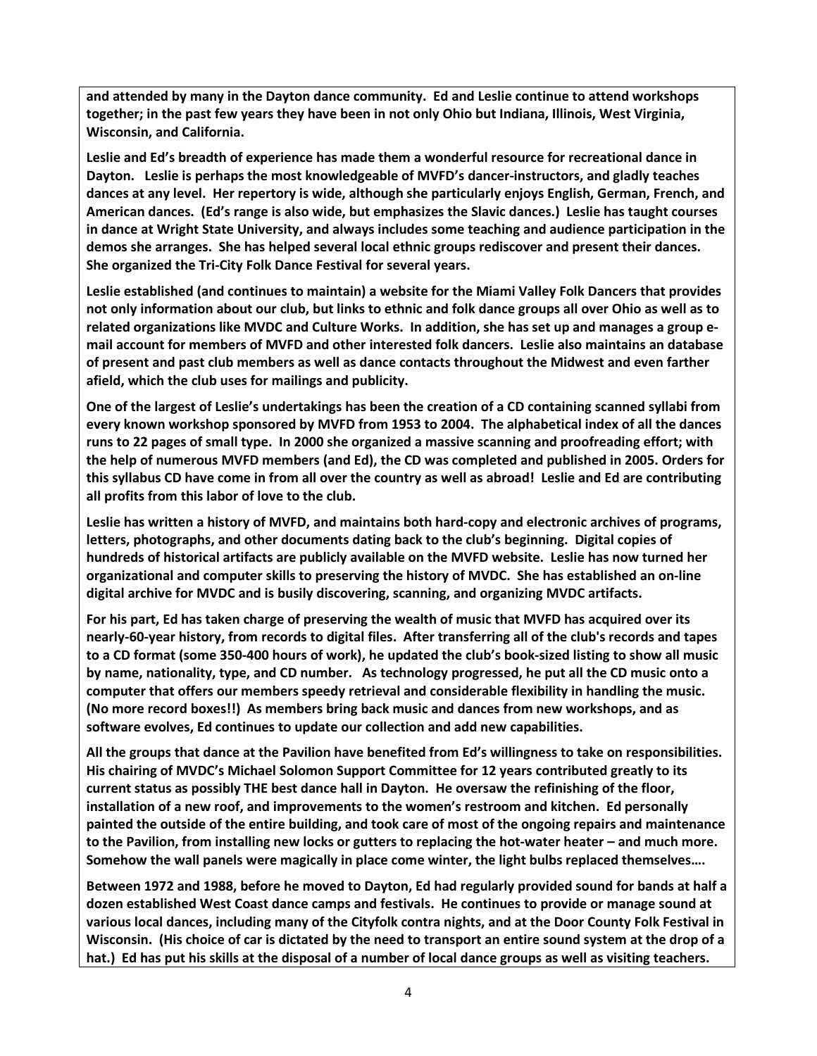**and attended by many in the Dayton dance community. Ed and Leslie continue to attend workshops together; in the past few years they have been in not only Ohio but Indiana, Illinois, West Virginia, Wisconsin, and California.**

**Leslie and Ed's breadth of experience has made them a wonderful resource for recreational dance in Dayton. Leslie is perhaps the most knowledgeable of MVFD's dancer-instructors, and gladly teaches dances at any level. Her repertory is wide, although she particularly enjoys English, German, French, and American dances. (Ed's range is also wide, but emphasizes the Slavic dances.) Leslie has taught courses in dance at Wright State University, and always includes some teaching and audience participation in the demos she arranges. She has helped several local ethnic groups rediscover and present their dances. She organized the Tri-City Folk Dance Festival for several years.**

**Leslie established (and continues to maintain) a website for the Miami Valley Folk Dancers that provides not only information about our club, but links to ethnic and folk dance groups all over Ohio as well as to related organizations like MVDC and Culture Works. In addition, she has set up and manages a group e-mail account for members of MVFD and other interested folk dancers. Leslie also maintains an database of present and past club members as well as dance contacts throughout the Midwest and even farther afield, which the club uses for mailings and publicity.**

**One of the largest of Leslie's undertakings has been the creation of a CD containing scanned syllabi from every known workshop sponsored by MVFD from 1953 to 2004. The alphabetical index of all the dances runs to 22 pages of small type. In 2000 she organized a massive scanning and proofreading effort; with the help of numerous MVFD members (and Ed), the CD was completed and published in 2005. Orders for this syllabus CD have come in from all over the country as well as abroad! Leslie and Ed are contributing all profits from this labor of love to the club.**

**Leslie has written a history of MVFD, and maintains both hard-copy and electronic archives of programs, letters, photographs, and other documents dating back to the club's beginning. Digital copies of hundreds of historical artifacts are publicly available on the MVFD website. Leslie has now turned her organizational and computer skills to preserving the history of MVDC. She has established an on-line digital archive for MVDC and is busily discovering, scanning, and organizing MVDC artifacts.**

**For his part, Ed has taken charge of preserving the wealth of music that MVFD has acquired over its nearly-60-year history, from records to digital files. After transferring all of the club's records and tapes to a CD format (some 350-400 hours of work), he updated the club's book-sized listing to show all music by name, nationality, type, and CD number. As technology progressed, he put all the CD music onto a computer that offers our members speedy retrieval and considerable flexibility in handling the music. (No more record boxes!!) As members bring back music and dances from new workshops, and as software evolves, Ed continues to update our collection and add new capabilities.**

**All the groups that dance at the Pavilion have benefited from Ed's willingness to take on responsibilities. His chairing of MVDC's Michael Solomon Support Committee for 12 years contributed greatly to its current status as possibly THE best dance hall in Dayton. He oversaw the refinishing of the floor, installation of a new roof, and improvements to the women's restroom and kitchen. Ed personally painted the outside of the entire building, and took care of most of the ongoing repairs and maintenance to the Pavilion, from installing new locks or gutters to replacing the hot-water heater – and much more. Somehow the wall panels were magically in place come winter, the light bulbs replaced themselves….**

**Between 1972 and 1988, before he moved to Dayton, Ed had regularly provided sound for bands at half a dozen established West Coast dance camps and festivals. He continues to provide or manage sound at various local dances, including many of the Cityfolk contra nights, and at the Door County Folk Festival in Wisconsin. (His choice of car is dictated by the need to transport an entire sound system at the drop of a hat.) Ed has put his skills at the disposal of a number of local dance groups as well as visiting teachers.**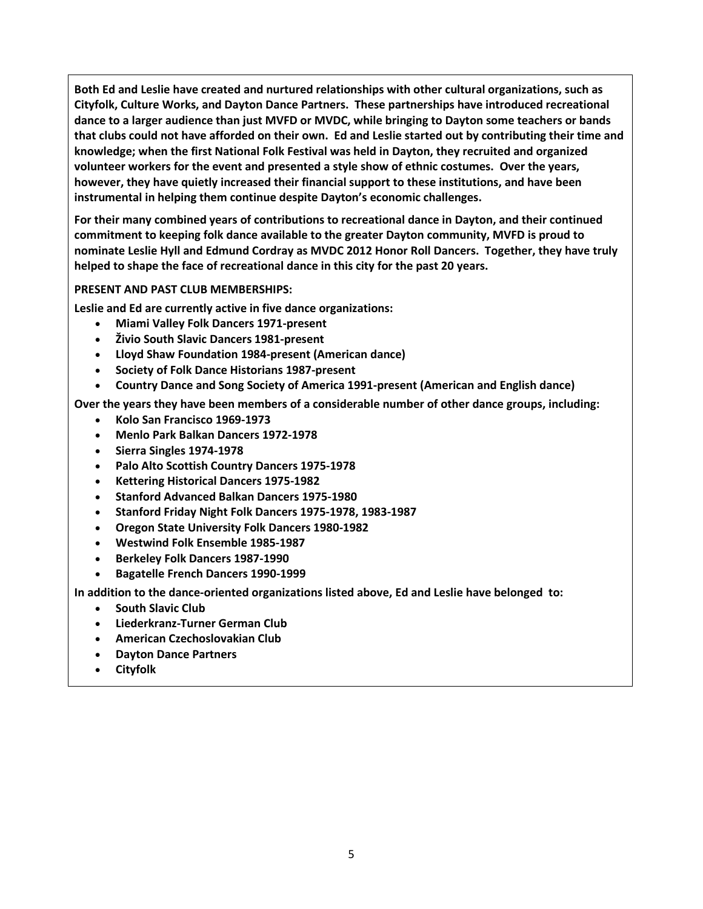**Both Ed and Leslie have created and nurtured relationships with other cultural organizations, such as Cityfolk, Culture Works, and Dayton Dance Partners. These partnerships have introduced recreational dance to a larger audience than just MVFD or MVDC, while bringing to Dayton some teachers or bands that clubs could not have afforded on their own. Ed and Leslie started out by contributing their time and knowledge; when the first National Folk Festival was held in Dayton, they recruited and organized volunteer workers for the event and presented a style show of ethnic costumes. Over the years, however, they have quietly increased their financial support to these institutions, and have been instrumental in helping them continue despite Dayton's economic challenges.**

**For their many combined years of contributions to recreational dance in Dayton, and their continued commitment to keeping folk dance available to the greater Dayton community, MVFD is proud to nominate Leslie Hyll and Edmund Cordray as MVDC 2012 Honor Roll Dancers. Together, they have truly helped to shape the face of recreational dance in this city for the past 20 years.**

**PRESENT AND PAST CLUB MEMBERSHIPS:**

**Leslie and Ed are currently active in five dance organizations:**

- **Miami Valley Folk Dancers 1971-present**
- **Živio South Slavic Dancers 1981-present**
- **Lloyd Shaw Foundation 1984-present (American dance)**
- **Society of Folk Dance Historians 1987-present**
- **Country Dance and Song Society of America 1991-present (American and English dance)**

**Over the years they have been members of a considerable number of other dance groups, including:**

- **Kolo San Francisco 1969-1973**
- **Menlo Park Balkan Dancers 1972-1978**
- **Sierra Singles 1974-1978**
- **Palo Alto Scottish Country Dancers 1975-1978**
- **Kettering Historical Dancers 1975-1982**
- **Stanford Advanced Balkan Dancers 1975-1980**
- **Stanford Friday Night Folk Dancers 1975-1978, 1983-1987**
- **Oregon State University Folk Dancers 1980-1982**
- **Westwind Folk Ensemble 1985-1987**
- **Berkeley Folk Dancers 1987-1990**
- **Bagatelle French Dancers 1990-1999**

**In addition to the dance-oriented organizations listed above, Ed and Leslie have belonged to:**

- **South Slavic Club**
- **Liederkranz-Turner German Club**
- **American Czechoslovakian Club**
- **Dayton Dance Partners**
- **Cityfolk**